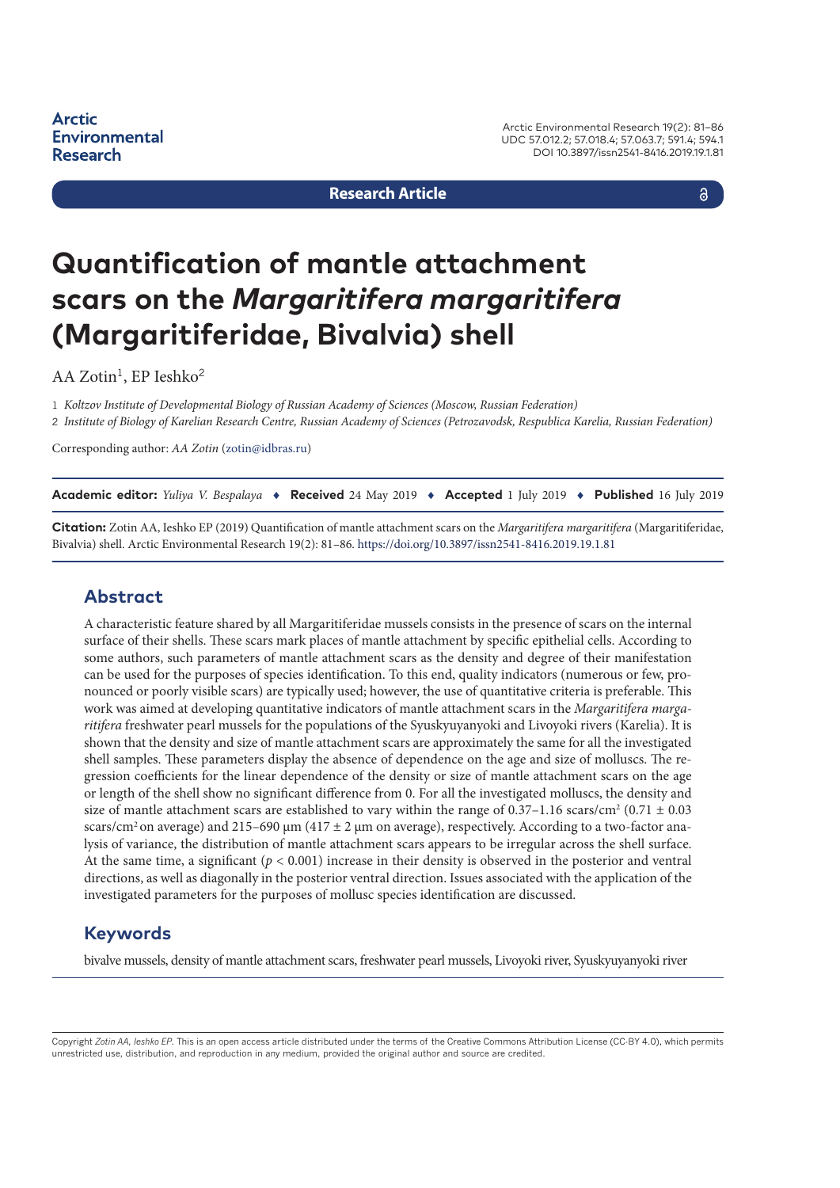Arctic Environmental Research

Research Article

# Quantification of mantle attachment scars on the *Margaritifera margaritifera* (Margaritiferidae, Bivalvia) shell

AA Zotin[1], EP Ieshko[2]

1 *Koltzov Institute of Developmental Biology of Russian Academy of Sciences (Moscow, Russian Federation)*
2 *Institute of Biology of Karelian Research Centre, Russian Academy of Sciences (Petrozavodsk, Respublica Karelia, Russian Federation)*

Corresponding author: *AA Zotin* (zotin@idbras.ru)

**Academic editor:** *Yuliya V. Bespalaya* ♦ **Received** 24 May 2019 ♦ **Accepted** 1 July 2019 ♦ **Published** 16 July 2019

**Citation:** Zotin AA, Ieshko EP (2019) Quantification of mantle attachment scars on the *Margaritifera margaritifera* (Margaritiferidae, Bivalvia) shell. Arctic Environmental Research 19(2): 81–86. https://doi.org/10.3897/issn2541-8416.2019.19.1.81

## Abstract

A characteristic feature shared by all Margaritiferidae mussels consists in the presence of scars on the internal surface of their shells. These scars mark places of mantle attachment by specific epithelial cells. According to some authors, such parameters of mantle attachment scars as the density and degree of their manifestation can be used for the purposes of species identification. To this end, quality indicators (numerous or few, pronounced or poorly visible scars) are typically used; however, the use of quantitative criteria is preferable. This work was aimed at developing quantitative indicators of mantle attachment scars in the *Margaritifera margaritifera* freshwater pearl mussels for the populations of the Syuskyuyanyoki and Livoyoki rivers (Karelia). It is shown that the density and size of mantle attachment scars are approximately the same for all the investigated shell samples. These parameters display the absence of dependence on the age and size of molluscs. The regression coefficients for the linear dependence of the density or size of mantle attachment scars on the age or length of the shell show no significant difference from 0. For all the investigated molluscs, the density and size of mantle attachment scars are established to vary within the range of 0.37–1.16 scars/cm$^2$ (0.71 ± 0.03 scars/cm$^2$ on average) and 215–690 μm (417 ± 2 μm on average), respectively. According to a two-factor analysis of variance, the distribution of mantle attachment scars appears to be irregular across the shell surface. At the same time, a significant ($p < 0.001$) increase in their density is observed in the posterior and ventral directions, as well as diagonally in the posterior ventral direction. Issues associated with the application of the investigated parameters for the purposes of mollusc species identification are discussed.

## Keywords

bivalve mussels, density of mantle attachment scars, freshwater pearl mussels, Livoyoki river, Syuskyuyanyoki river

Copyright *Zotin AA, Ieshko EP*. This is an open access article distributed under the terms of the Creative Commons Attribution License (CC-BY 4.0), which permits unrestricted use, distribution, and reproduction in any medium, provided the original author and source are credited.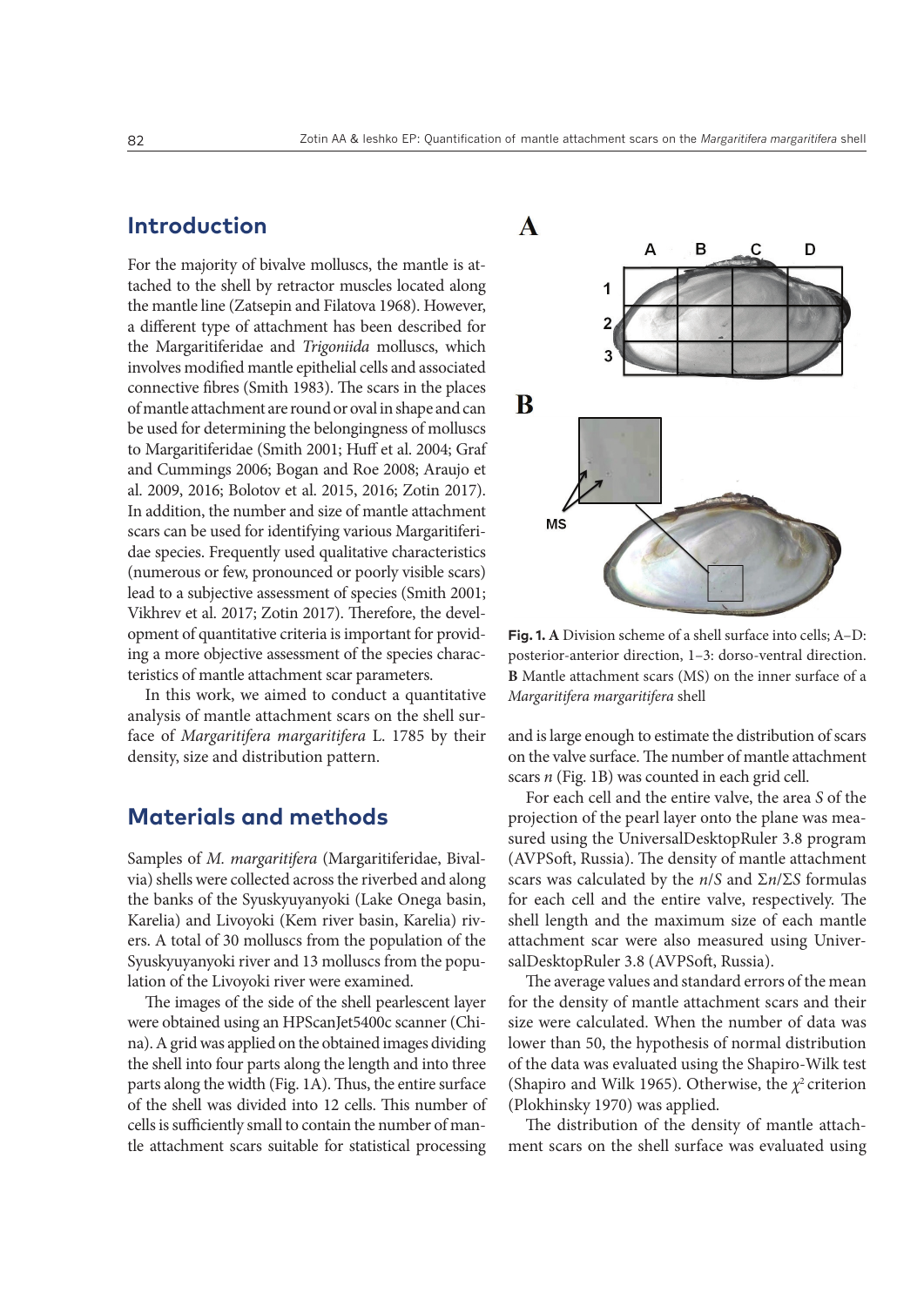## Introduction

For the majority of bivalve molluscs, the mantle is attached to the shell by retractor muscles located along the mantle line (Zatsepin and Filatova 1968). However, a different type of attachment has been described for the Margaritiferidae and *Trigoniida* molluscs, which involves modified mantle epithelial cells and associated connective fibres (Smith 1983). The scars in the places of mantle attachment are round or oval in shape and can be used for determining the belongingness of molluscs to Margaritiferidae (Smith 2001; Huff et al. 2004; Graf and Cummings 2006; Bogan and Roe 2008; Araujo et al. 2009, 2016; Bolotov et al. 2015, 2016; Zotin 2017). In addition, the number and size of mantle attachment scars can be used for identifying various Margaritiferidae species. Frequently used qualitative characteristics (numerous or few, pronounced or poorly visible scars) lead to a subjective assessment of species (Smith 2001; Vikhrev et al. 2017; Zotin 2017). Therefore, the development of quantitative criteria is important for providing a more objective assessment of the species characteristics of mantle attachment scar parameters.

In this work, we aimed to conduct a quantitative analysis of mantle attachment scars on the shell surface of *Margaritifera margaritifera* L. 1785 by their density, size and distribution pattern.

## Materials and methods

Samples of *M. margaritifera* (Margaritiferidae, Bivalvia) shells were collected across the riverbed and along the banks of the Syuskyuyanyoki (Lake Onega basin, Karelia) and Livoyoki (Kem river basin, Karelia) rivers. A total of 30 molluscs from the population of the Syuskyuyanyoki river and 13 molluscs from the population of the Livoyoki river were examined.

The images of the side of the shell pearlescent layer were obtained using an HPScanJet5400c scanner (China). A grid was applied on the obtained images dividing the shell into four parts along the length and into three parts along the width (Fig. 1A). Thus, the entire surface of the shell was divided into 12 cells. This number of cells is sufficiently small to contain the number of mantle attachment scars suitable for statistical processing and is large enough to estimate the distribution of scars on the valve surface. The number of mantle attachment scars $n$ (Fig. 1B) was counted in each grid cell.

**Fig. 1. A** Division scheme of a shell surface into cells; A–D: posterior-anterior direction, 1–3: dorso-ventral direction. **B** Mantle attachment scars (MS) on the inner surface of a *Margaritifera margaritifera* shell

For each cell and the entire valve, the area $S$ of the projection of the pearl layer onto the plane was measured using the UniversalDesktopRuler 3.8 program (AVPSoft, Russia). The density of mantle attachment scars was calculated by the $n/S$ and $\Sigma n/\Sigma S$ formulas for each cell and the entire valve, respectively. The shell length and the maximum size of each mantle attachment scar were also measured using UniversalDesktopRuler 3.8 (AVPSoft, Russia).

The average values and standard errors of the mean for the density of mantle attachment scars and their size were calculated. When the number of data was lower than 50, the hypothesis of normal distribution of the data was evaluated using the Shapiro-Wilk test (Shapiro and Wilk 1965). Otherwise, the $\chi^2$ criterion (Plokhinsky 1970) was applied.

The distribution of the density of mantle attachment scars on the shell surface was evaluated using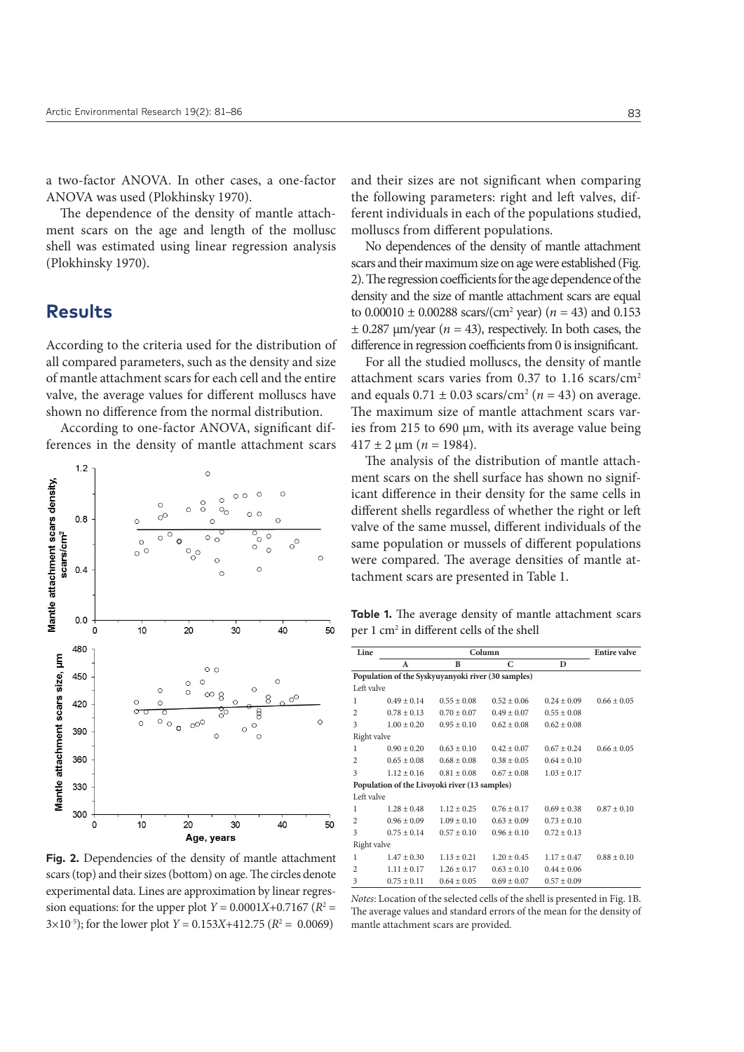a two-factor ANOVA. In other cases, a one-factor ANOVA was used (Plokhinsky 1970).

The dependence of the density of mantle attachment scars on the age and length of the mollusc shell was estimated using linear regression analysis (Plokhinsky 1970).

## Results

According to the criteria used for the distribution of all compared parameters, such as the density and size of mantle attachment scars for each cell and the entire valve, the average values for different molluscs have shown no difference from the normal distribution.

According to one-factor ANOVA, significant differences in the density of mantle attachment scars and their sizes are not significant when comparing the following parameters: right and left valves, different individuals in each of the populations studied, molluscs from different populations.

No dependences of the density of mantle attachment scars and their maximum size on age were established (Fig. 2). The regression coefficients for the age dependence of the density and the size of mantle attachment scars are equal to 0.00010 ± 0.00288 scars/(cm$^2$ year) ($n$ = 43) and 0.153 ± 0.287 µm/year ($n$ = 43), respectively. In both cases, the difference in regression coefficients from 0 is insignificant.

For all the studied molluscs, the density of mantle attachment scars varies from 0.37 to 1.16 scars/cm$^2$ and equals 0.71 ± 0.03 scars/cm$^2$ ($n$ = 43) on average. The maximum size of mantle attachment scars varies from 215 to 690 µm, with its average value being 417 ± 2 µm ($n$ = 1984).

The analysis of the distribution of mantle attachment scars on the shell surface has shown no significant difference in their density for the same cells in different shells regardless of whether the right or left valve of the same mussel, different individuals of the same population or mussels of different populations were compared. The average densities of mantle attachment scars are presented in Table 1.

**Fig. 2.** Dependencies of the density of mantle attachment scars (top) and their sizes (bottom) on age. The circles denote experimental data. Lines are approximation by linear regression equations: for the upper plot $Y = 0.0001X + 0.7167$ ($R^2 = 3\times10^{-5}$); for the lower plot $Y = 0.153X + 412.75$ ($R^2 = 0.0069$)

**Table 1.** The average density of mantle attachment scars per 1 cm$^2$ in different cells of the shell

| Line | Column | | | | Entire valve |
|---|---|---|---|---|---|
| | A | B | C | D | |
| **Population of the Syskyuyanyoki river (30 samples)** | | | | | |
| Left valve | | | | | |
| 1 | 0.49 ± 0.14 | 0.55 ± 0.08 | 0.52 ± 0.06 | 0.24 ± 0.09 | 0.66 ± 0.05 |
| 2 | 0.78 ± 0.13 | 0.70 ± 0.07 | 0.49 ± 0.07 | 0.55 ± 0.08 | |
| 3 | 1.00 ± 0.20 | 0.95 ± 0.10 | 0.62 ± 0.08 | 0.62 ± 0.08 | |
| Right valve | | | | | |
| 1 | 0.90 ± 0.20 | 0.63 ± 0.10 | 0.42 ± 0.07 | 0.67 ± 0.24 | 0.66 ± 0.05 |
| 2 | 0.65 ± 0.08 | 0.68 ± 0.08 | 0.38 ± 0.05 | 0.64 ± 0.10 | |
| 3 | 1.12 ± 0.16 | 0.81 ± 0.08 | 0.67 ± 0.08 | 1.03 ± 0.17 | |
| **Population of the Livoyoki river (13 samples)** | | | | | |
| Left valve | | | | | |
| 1 | 1.28 ± 0.48 | 1.12 ± 0.25 | 0.76 ± 0.17 | 0.69 ± 0.38 | 0.87 ± 0.10 |
| 2 | 0.96 ± 0.09 | 1.09 ± 0.10 | 0.63 ± 0.09 | 0.73 ± 0.10 | |
| 3 | 0.75 ± 0.14 | 0.57 ± 0.10 | 0.96 ± 0.10 | 0.72 ± 0.13 | |
| Right valve | | | | | |
| 1 | 1.47 ± 0.30 | 1.13 ± 0.21 | 1.20 ± 0.45 | 1.17 ± 0.47 | 0.88 ± 0.10 |
| 2 | 1.11 ± 0.17 | 1.26 ± 0.17 | 0.63 ± 0.10 | 0.44 ± 0.06 | |
| 3 | 0.75 ± 0.11 | 0.64 ± 0.05 | 0.69 ± 0.07 | 0.57 ± 0.09 | |

*Notes*: Location of the selected cells of the shell is presented in Fig. 1B. The average values and standard errors of the mean for the density of mantle attachment scars are provided.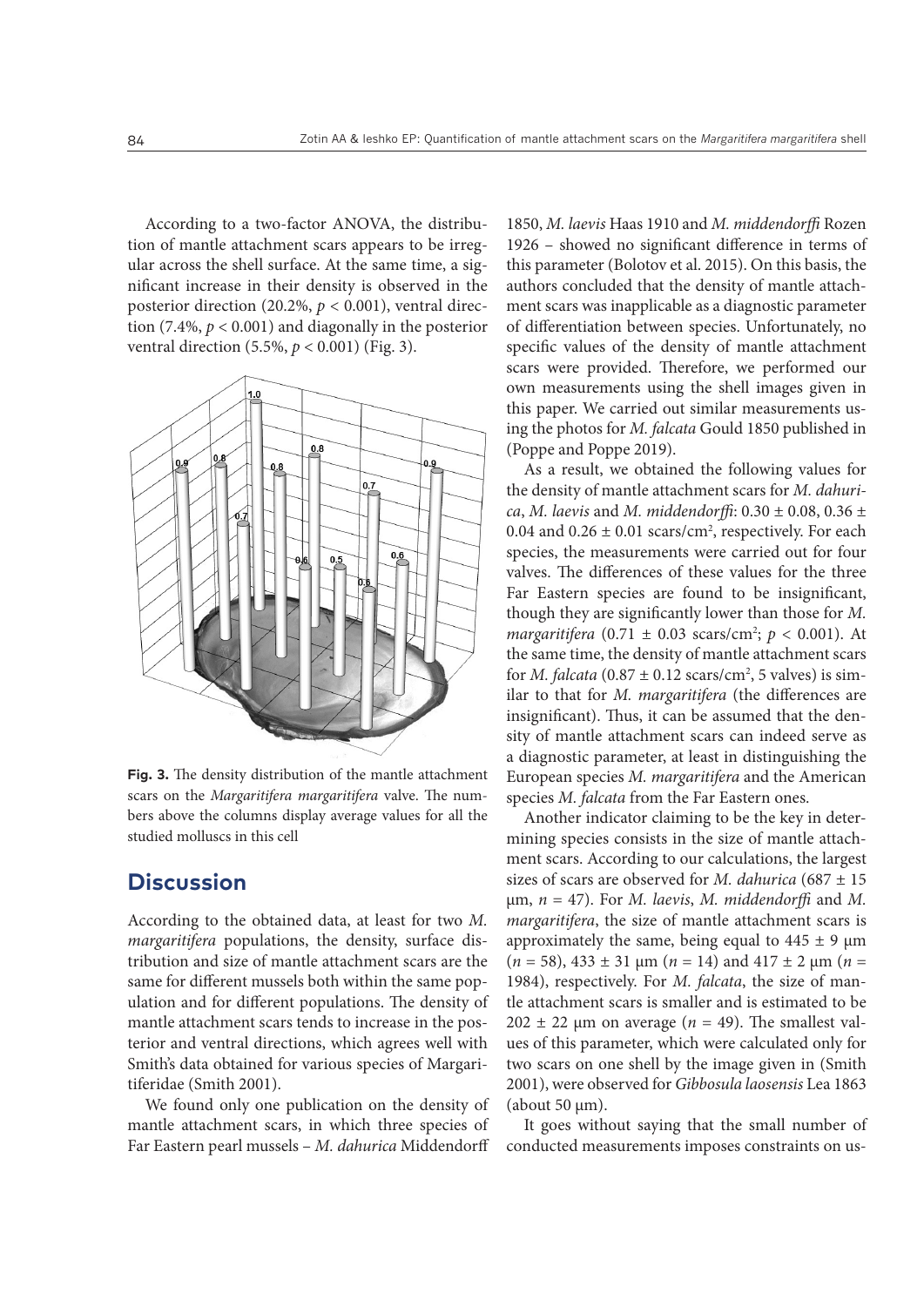According to a two-factor ANOVA, the distribution of mantle attachment scars appears to be irregular across the shell surface. At the same time, a significant increase in their density is observed in the posterior direction (20.2%, $p < 0.001$), ventral direction (7.4%, $p < 0.001$) and diagonally in the posterior ventral direction (5.5%, $p < 0.001$) (Fig. 3).

**Fig. 3.** The density distribution of the mantle attachment scars on the *Margaritifera margaritifera* valve. The numbers above the columns display average values for all the studied molluscs in this cell

## Discussion

According to the obtained data, at least for two *M. margaritifera* populations, the density, surface distribution and size of mantle attachment scars are the same for different mussels both within the same population and for different populations. The density of mantle attachment scars tends to increase in the posterior and ventral directions, which agrees well with Smith's data obtained for various species of Margaritiferidae (Smith 2001).

We found only one publication on the density of mantle attachment scars, in which three species of Far Eastern pearl mussels – *M. dahurica* Middendorff 1850, *M. laevis* Haas 1910 and *M. middendorffi* Rozen 1926 – showed no significant difference in terms of this parameter (Bolotov et al. 2015). On this basis, the authors concluded that the density of mantle attachment scars was inapplicable as a diagnostic parameter of differentiation between species. Unfortunately, no specific values of the density of mantle attachment scars were provided. Therefore, we performed our own measurements using the shell images given in this paper. We carried out similar measurements using the photos for *M. falcata* Gould 1850 published in (Poppe and Poppe 2019).

As a result, we obtained the following values for the density of mantle attachment scars for *M. dahurica*, *M. laevis* and *M. middendorffi*: $0.30 \pm 0.08$, $0.36 \pm 0.04$ and $0.26 \pm 0.01$ scars/cm$^2$, respectively. For each species, the measurements were carried out for four valves. The differences of these values for the three Far Eastern species are found to be insignificant, though they are significantly lower than those for *M. margaritifera* ($0.71 \pm 0.03$ scars/cm$^2$; $p < 0.001$). At the same time, the density of mantle attachment scars for *M. falcata* ($0.87 \pm 0.12$ scars/cm$^2$, 5 valves) is similar to that for *M. margaritifera* (the differences are insignificant). Thus, it can be assumed that the density of mantle attachment scars can indeed serve as a diagnostic parameter, at least in distinguishing the European species *M. margaritifera* and the American species *M. falcata* from the Far Eastern ones.

Another indicator claiming to be the key in determining species consists in the size of mantle attachment scars. According to our calculations, the largest sizes of scars are observed for *M. dahurica* ($687 \pm 15$ μm, $n = 47$). For *M. laevis*, *M. middendorffi* and *M. margaritifera*, the size of mantle attachment scars is approximately the same, being equal to $445 \pm 9$ μm ($n = 58$), $433 \pm 31$ μm ($n = 14$) and $417 \pm 2$ μm ($n = 1984$), respectively. For *M. falcata*, the size of mantle attachment scars is smaller and is estimated to be $202 \pm 22$ μm on average ($n = 49$). The smallest values of this parameter, which were calculated only for two scars on one shell by the image given in (Smith 2001), were observed for *Gibbosula laosensis* Lea 1863 (about 50 μm).

It goes without saying that the small number of conducted measurements imposes constraints on us-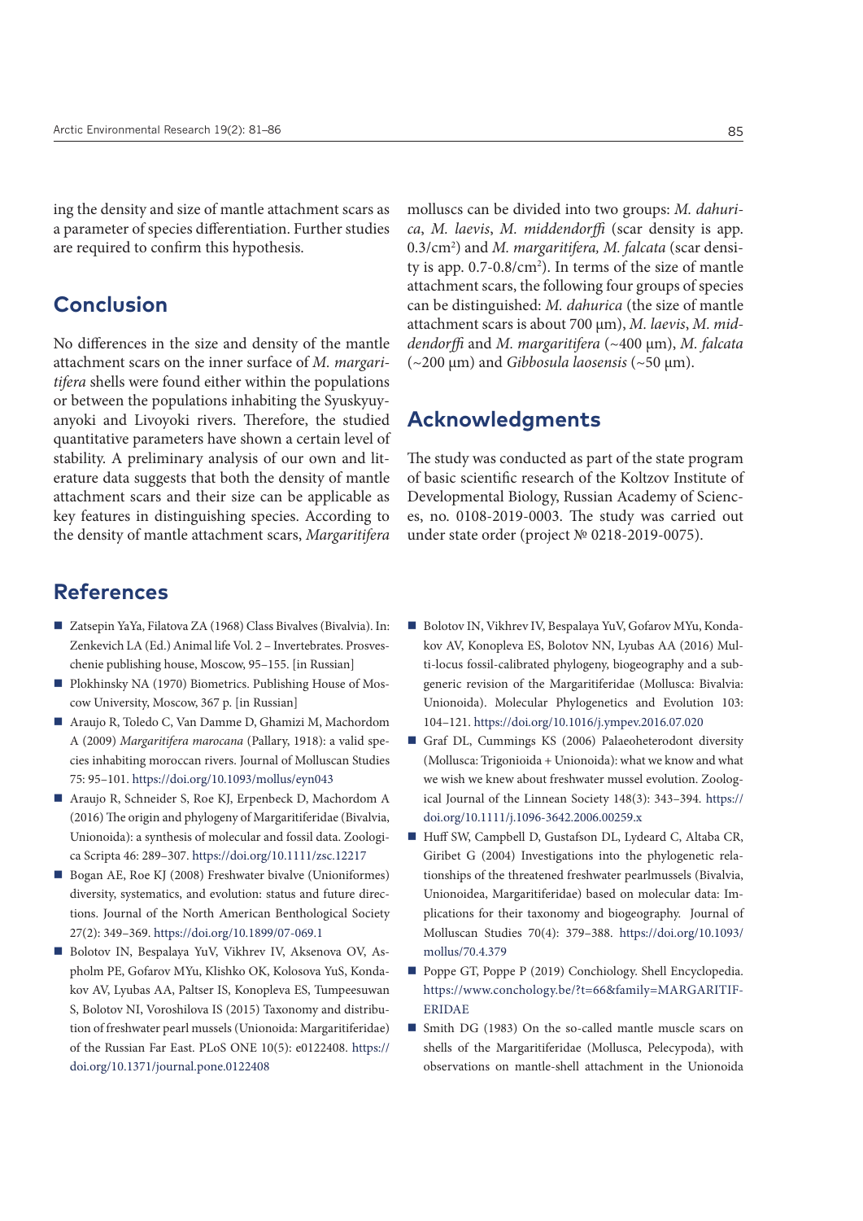ing the density and size of mantle attachment scars as a parameter of species differentiation. Further studies are required to confirm this hypothesis.

## Conclusion

No differences in the size and density of the mantle attachment scars on the inner surface of *M. margaritifera* shells were found either within the populations or between the populations inhabiting the Syuskyuyanyoki and Livoyoki rivers. Therefore, the studied quantitative parameters have shown a certain level of stability. A preliminary analysis of our own and literature data suggests that both the density of mantle attachment scars and their size can be applicable as key features in distinguishing species. According to the density of mantle attachment scars, *Margaritifera* molluscs can be divided into two groups: *M. dahurica*, *M. laevis*, *M. middendorffi* (scar density is app. 0.3/cm$^2$) and *M. margaritifera, M. falcata* (scar density is app. 0.7-0.8/cm$^2$). In terms of the size of mantle attachment scars, the following four groups of species can be distinguished: *M. dahurica* (the size of mantle attachment scars is about 700 μm), *M. laevis*, *M. middendorffi* and *M. margaritifera* (~400 μm), *M. falcata* (~200 μm) and *Gibbosula laosensis* (~50 μm).

## Acknowledgments

The study was conducted as part of the state program of basic scientific research of the Koltzov Institute of Developmental Biology, Russian Academy of Sciences, no. 0108-2019-0003. The study was carried out under state order (project № 0218-2019-0075).

## References

- Zatsepin YaYa, Filatova ZA (1968) Class Bivalves (Bivalvia). In: Zenkevich LA (Ed.) Animal life Vol. 2 – Invertebrates. Prosveschenie publishing house, Moscow, 95–155. [in Russian]
- Plokhinsky NA (1970) Biometrics. Publishing House of Moscow University, Moscow, 367 p. [in Russian]
- Araujo R, Toledo C, Van Damme D, Ghamizi M, Machordom A (2009) *Margaritifera marocana* (Pallary, 1918): a valid species inhabiting moroccan rivers. Journal of Molluscan Studies 75: 95–101. https://doi.org/10.1093/mollus/eyn043
- Araujo R, Schneider S, Roe KJ, Erpenbeck D, Machordom A (2016) The origin and phylogeny of Margaritiferidae (Bivalvia, Unionoida): a synthesis of molecular and fossil data. Zoologica Scripta 46: 289–307. https://doi.org/10.1111/zsc.12217
- Bogan AE, Roe KJ (2008) Freshwater bivalve (Unioniformes) diversity, systematics, and evolution: status and future directions. Journal of the North American Benthological Society 27(2): 349–369. https://doi.org/10.1899/07-069.1
- Bolotov IN, Bespalaya YuV, Vikhrev IV, Aksenova OV, Aspholm PE, Gofarov MYu, Klishko OK, Kolosova YuS, Kondakov AV, Lyubas AA, Paltser IS, Konopleva ES, Tumpeesuwan S, Bolotov NI, Voroshilova IS (2015) Taxonomy and distribution of freshwater pearl mussels (Unionoida: Margaritiferidae) of the Russian Far East. PLoS ONE 10(5): e0122408. https://doi.org/10.1371/journal.pone.0122408
- Bolotov IN, Vikhrev IV, Bespalaya YuV, Gofarov MYu, Kondakov AV, Konopleva ES, Bolotov NN, Lyubas AA (2016) Multi-locus fossil-calibrated phylogeny, biogeography and a subgeneric revision of the Margaritiferidae (Mollusca: Bivalvia: Unionoida). Molecular Phylogenetics and Evolution 103: 104–121. https://doi.org/10.1016/j.ympev.2016.07.020
- Graf DL, Cummings KS (2006) Palaeoheterodont diversity (Mollusca: Trigonioida + Unionoida): what we know and what we wish we knew about freshwater mussel evolution. Zoological Journal of the Linnean Society 148(3): 343–394. https://doi.org/10.1111/j.1096-3642.2006.00259.x
- Huff SW, Campbell D, Gustafson DL, Lydeard C, Altaba CR, Giribet G (2004) Investigations into the phylogenetic relationships of the threatened freshwater pearlmussels (Bivalvia, Unionoidea, Margaritiferidae) based on molecular data: Implications for their taxonomy and biogeography. Journal of Molluscan Studies 70(4): 379–388. https://doi.org/10.1093/mollus/70.4.379
- Poppe GT, Poppe P (2019) Conchiology. Shell Encyclopedia. https://www.conchology.be/?t=66&family=MARGARITIFERIDAE
- Smith DG (1983) On the so-called mantle muscle scars on shells of the Margaritiferidae (Mollusca, Pelecypoda), with observations on mantle-shell attachment in the Unionoida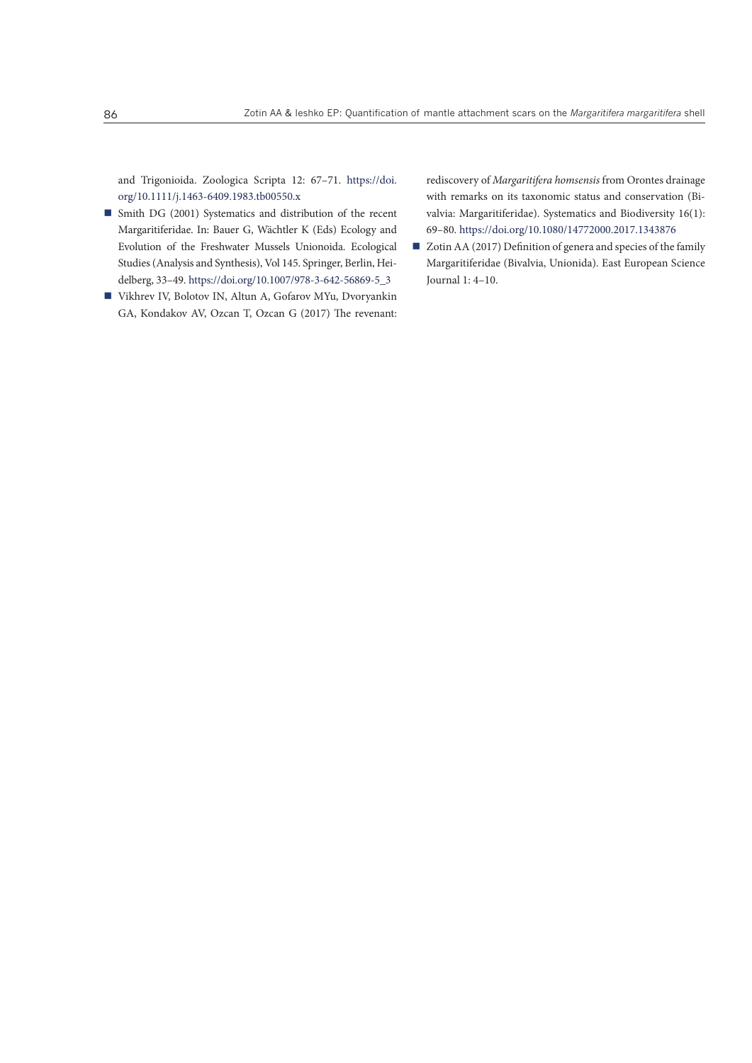and Trigonioida. Zoologica Scripta 12: 67–71. https://doi.org/10.1111/j.1463-6409.1983.tb00550.x

- Smith DG (2001) Systematics and distribution of the recent Margaritiferidae. In: Bauer G, Wächtler K (Eds) Ecology and Evolution of the Freshwater Mussels Unionoida. Ecological Studies (Analysis and Synthesis), Vol 145. Springer, Berlin, Heidelberg, 33–49. https://doi.org/10.1007/978-3-642-56869-5_3
- Vikhrev IV, Bolotov IN, Altun A, Gofarov MYu, Dvoryankin GA, Kondakov AV, Ozcan T, Ozcan G (2017) The revenant: rediscovery of *Margaritifera homsensis* from Orontes drainage with remarks on its taxonomic status and conservation (Bivalvia: Margaritiferidae). Systematics and Biodiversity 16(1): 69–80. https://doi.org/10.1080/14772000.2017.1343876
- Zotin AA (2017) Definition of genera and species of the family Margaritiferidae (Bivalvia, Unionida). East European Science Journal 1: 4–10.